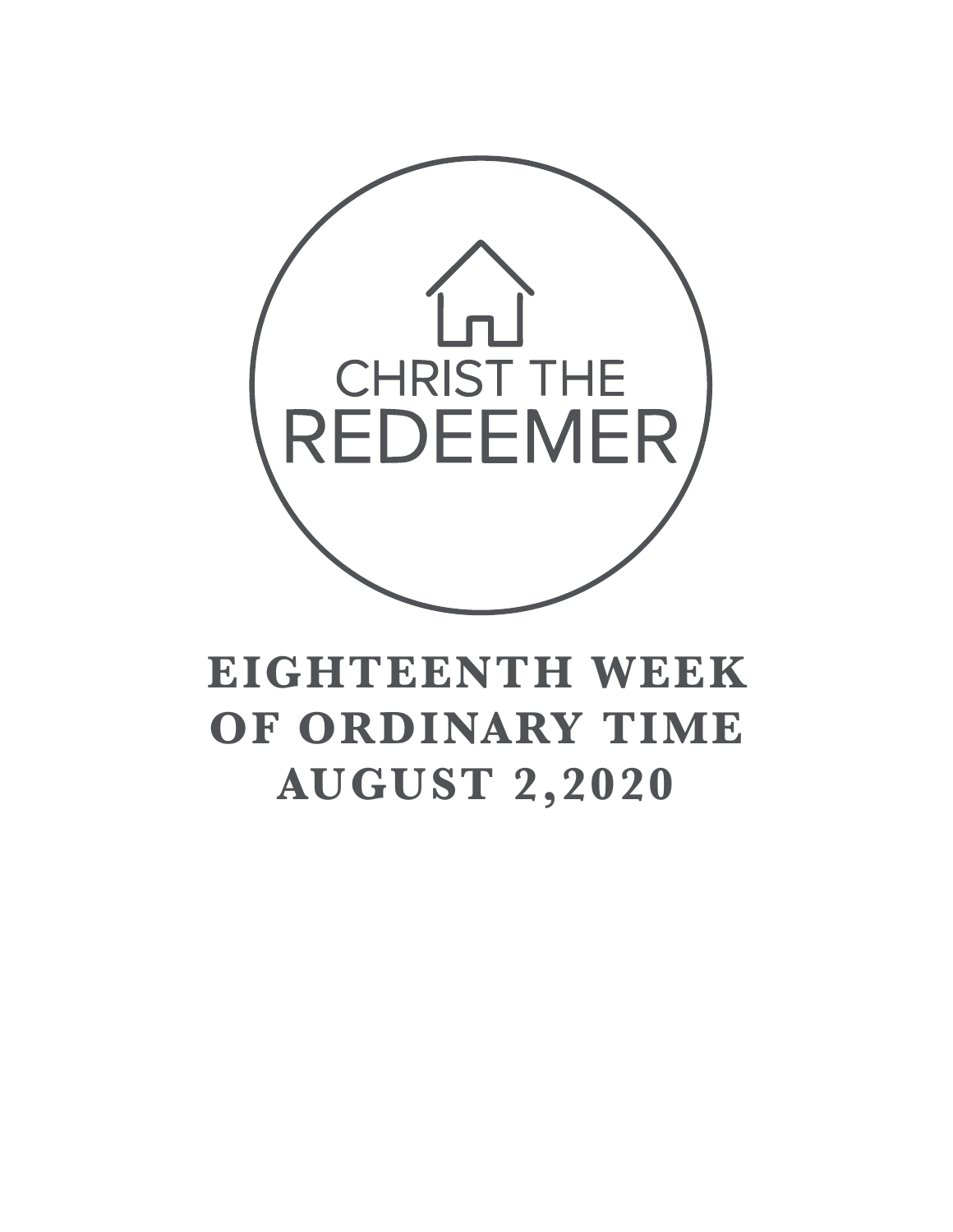CHRIST THE REDEEMER

# EIGHTEENTH WEEK OF ORDINARY TIME AUGUST 2,2020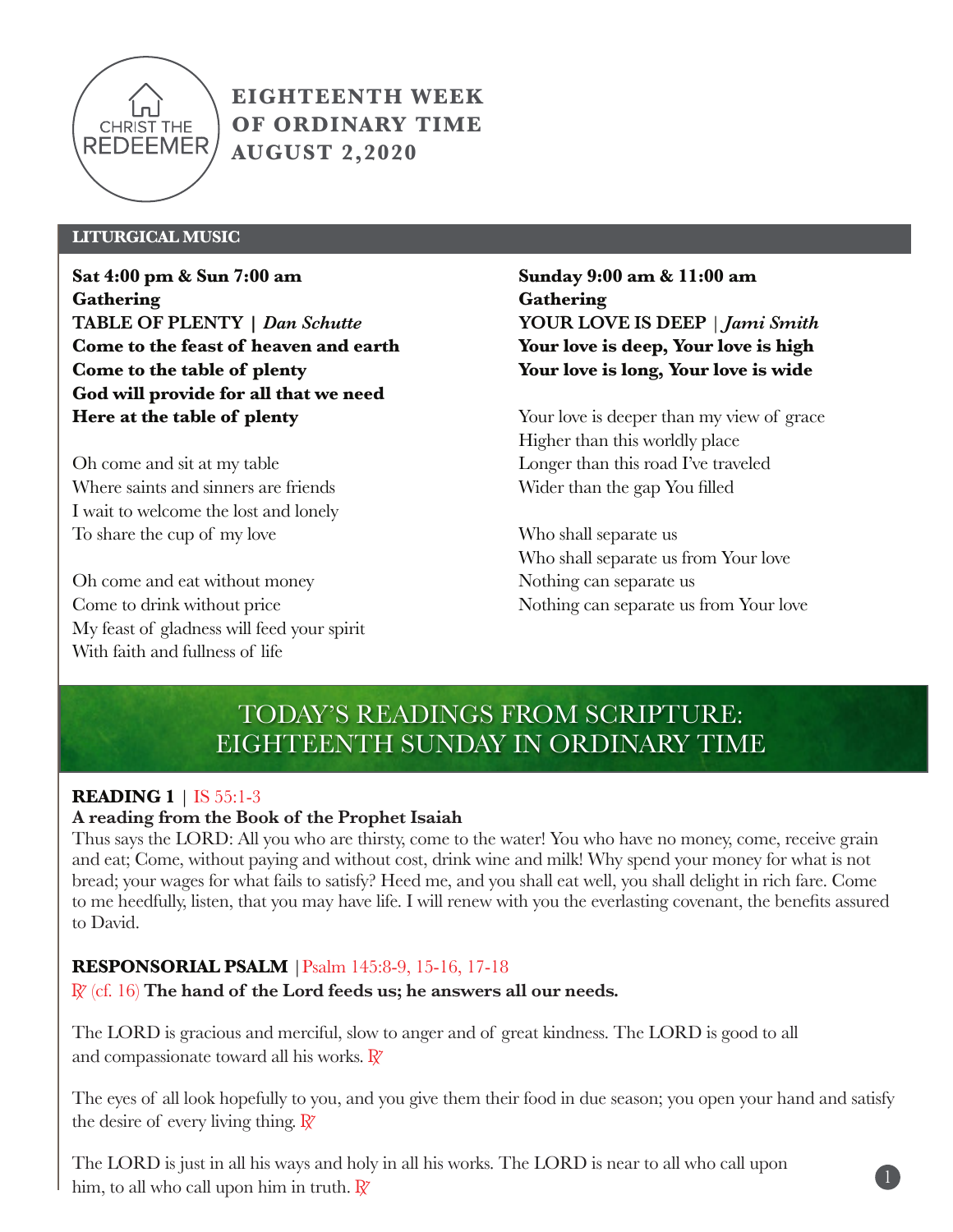CHRIST THE REDEEMER

# EIGHTEENTH WEEK OF ORDINARY TIME AUGUST 2,2020

## LITURGICAL MUSIC

**Sat 4:00 pm & Sun 7:00 am**
**Gathering**
**TABLE OF PLENTY |** ***Dan Schutte***
**Come to the feast of heaven and earth**
**Come to the table of plenty**
**God will provide for all that we need**
**Here at the table of plenty**

Oh come and sit at my table
Where saints and sinners are friends
I wait to welcome the lost and lonely
To share the cup of my love

Oh come and eat without money
Come to drink without price
My feast of gladness will feed your spirit
With faith and fullness of life

**Sunday 9:00 am & 11:00 am**
**Gathering**
**YOUR LOVE IS DEEP |** ***Jami Smith***
**Your love is deep, Your love is high**
**Your love is long, Your love is wide**

Your love is deeper than my view of grace
Higher than this worldly place
Longer than this road I've traveled
Wider than the gap You filled

Who shall separate us
Who shall separate us from Your love
Nothing can separate us
Nothing can separate us from Your love

## TODAY'S READINGS FROM SCRIPTURE: EIGHTEENTH SUNDAY IN ORDINARY TIME

**READING 1** | IS 55:1-3
**A reading from the Book of the Prophet Isaiah**
Thus says the LORD: All you who are thirsty, come to the water! You who have no money, come, receive grain and eat; Come, without paying and without cost, drink wine and milk! Why spend your money for what is not bread; your wages for what fails to satisfy? Heed me, and you shall eat well, you shall delight in rich fare. Come to me heedfully, listen, that you may have life. I will renew with you the everlasting covenant, the benefits assured to David.

**RESPONSORIAL PSALM** | Psalm 145:8-9, 15-16, 17-18
℟ (cf. 16) **The hand of the Lord feeds us; he answers all our needs.**

The LORD is gracious and merciful, slow to anger and of great kindness. The LORD is good to all and compassionate toward all his works. ℟

The eyes of all look hopefully to you, and you give them their food in due season; you open your hand and satisfy the desire of every living thing. ℟

The LORD is just in all his ways and holy in all his works. The LORD is near to all who call upon him, to all who call upon him in truth. ℟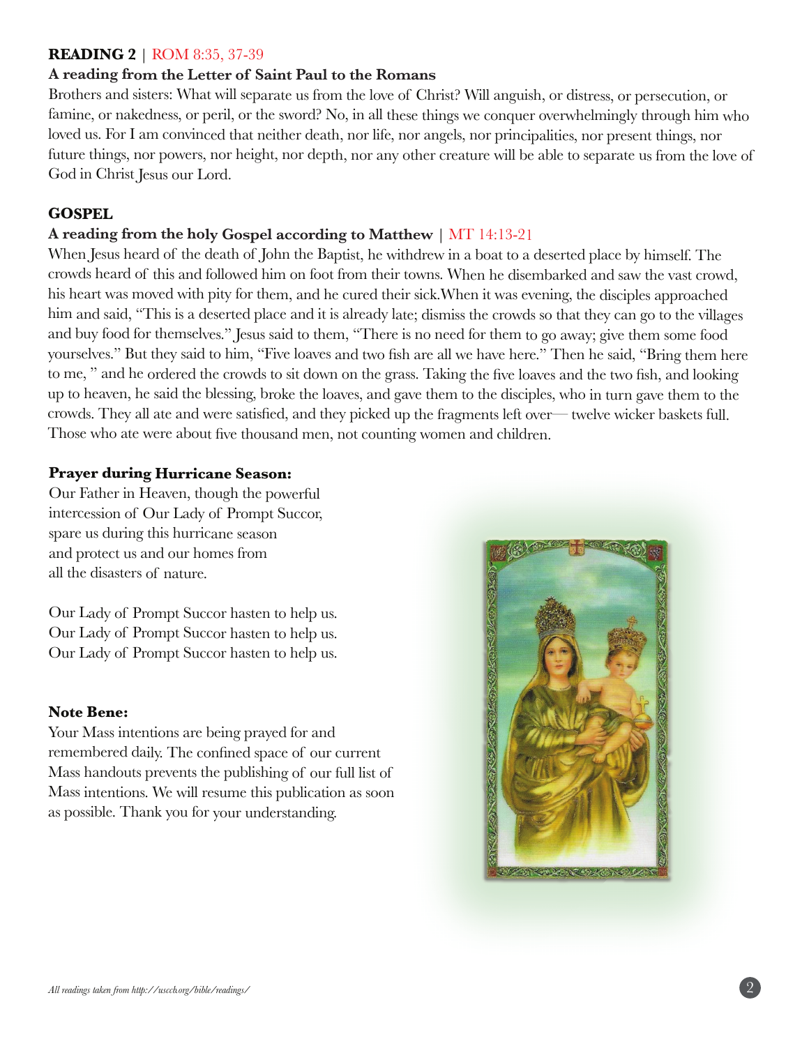**READING 2** | ROM 8:35, 37-39

**A reading from the Letter of Saint Paul to the Romans**

Brothers and sisters: What will separate us from the love of Christ? Will anguish, or distress, or persecution, or famine, or nakedness, or peril, or the sword? No, in all these things we conquer overwhelmingly through him who loved us. For I am convinced that neither death, nor life, nor angels, nor principalities, nor present things, nor future things, nor powers, nor height, nor depth, nor any other creature will be able to separate us from the love of God in Christ Jesus our Lord.

**GOSPEL**

**A reading from the holy Gospel according to Matthew** | MT 14:13-21

When Jesus heard of the death of John the Baptist, he withdrew in a boat to a deserted place by himself. The crowds heard of this and followed him on foot from their towns. When he disembarked and saw the vast crowd, his heart was moved with pity for them, and he cured their sick.When it was evening, the disciples approached him and said, "This is a deserted place and it is already late; dismiss the crowds so that they can go to the villages and buy food for themselves." Jesus said to them, "There is no need for them to go away; give them some food yourselves." But they said to him, "Five loaves and two fish are all we have here." Then he said, "Bring them here to me, " and he ordered the crowds to sit down on the grass. Taking the five loaves and the two fish, and looking up to heaven, he said the blessing, broke the loaves, and gave them to the disciples, who in turn gave them to the crowds. They all ate and were satisfied, and they picked up the fragments left over— twelve wicker baskets full. Those who ate were about five thousand men, not counting women and children.

**Prayer during Hurricane Season:**

Our Father in Heaven, though the powerful intercession of Our Lady of Prompt Succor, spare us during this hurricane season and protect us and our homes from all the disasters of nature.

Our Lady of Prompt Succor hasten to help us.
Our Lady of Prompt Succor hasten to help us.
Our Lady of Prompt Succor hasten to help us.

**Note Bene:**

Your Mass intentions are being prayed for and remembered daily. The confined space of our current Mass handouts prevents the publishing of our full list of Mass intentions. We will resume this publication as soon as possible. Thank you for your understanding.

*All readings taken from http://usccb.org/bible/readings/*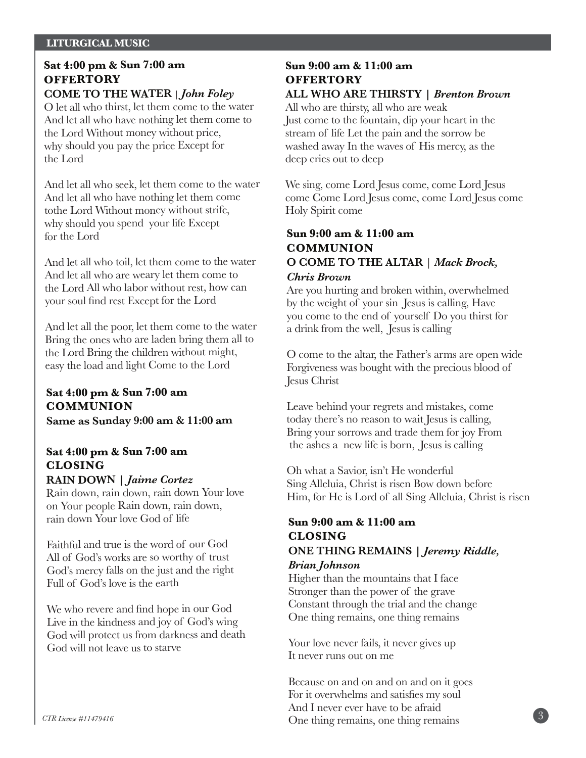## LITURGICAL MUSIC

**Sat 4:00 pm & Sun 7:00 am**
**OFFERTORY**
**COME TO THE WATER** | ***John Foley***

O let all who thirst, let them come to the water And let all who have nothing let them come to the Lord Without money without price, why should you pay the price Except for the Lord

And let all who seek, let them come to the water And let all who have nothing let them come tothe Lord Without money without strife, why should you spend your life Except for the Lord

And let all who toil, let them come to the water And let all who are weary let them come to the Lord All who labor without rest, how can your soul find rest Except for the Lord

And let all the poor, let them come to the water Bring the ones who are laden bring them all to the Lord Bring the children without might, easy the load and light Come to the Lord

**Sat 4:00 pm & Sun 7:00 am**
**COMMUNION**
**Same as Sunday 9:00 am & 11:00 am**

**Sat 4:00 pm & Sun 7:00 am**
**CLOSING**
**RAIN DOWN |** ***Jaime Cortez***

Rain down, rain down, rain down Your love on Your people Rain down, rain down, rain down Your love God of life

Faithful and true is the word of our God
All of God's works are so worthy of trust
God's mercy falls on the just and the right
Full of God's love is the earth

We who revere and find hope in our God
Live in the kindness and joy of God's wing
God will protect us from darkness and death
God will not leave us to starve

**Sun 9:00 am & 11:00 am**
**OFFERTORY**
**ALL WHO ARE THIRSTY |** ***Brenton Brown***

All who are thirsty, all who are weak
Just come to the fountain, dip your heart in the stream of life Let the pain and the sorrow be washed away In the waves of His mercy, as the deep cries out to deep

We sing, come Lord Jesus come, come Lord Jesus come Come Lord Jesus come, come Lord Jesus come Holy Spirit come

**Sun 9:00 am & 11:00 am**
**COMMUNION**
**O COME TO THE ALTAR** | ***Mack Brock, Chris Brown***

Are you hurting and broken within, overwhelmed by the weight of your sin Jesus is calling, Have you come to the end of yourself Do you thirst for a drink from the well, Jesus is calling

O come to the altar, the Father's arms are open wide Forgiveness was bought with the precious blood of Jesus Christ

Leave behind your regrets and mistakes, come today there's no reason to wait Jesus is calling, Bring your sorrows and trade them for joy From the ashes a new life is born, Jesus is calling

Oh what a Savior, isn't He wonderful
Sing Alleluia, Christ is risen Bow down before Him, for He is Lord of all Sing Alleluia, Christ is risen

**Sun 9:00 am & 11:00 am**
**CLOSING**
**ONE THING REMAINS |** ***Jeremy Riddle, Brian Johnson***

Higher than the mountains that I face
Stronger than the power of the grave
Constant through the trial and the change
One thing remains, one thing remains

Your love never fails, it never gives up
It never runs out on me

Because on and on and on and on it goes
For it overwhelms and satisfies my soul
And I never ever have to be afraid
One thing remains, one thing remains

*CTR License #11479416*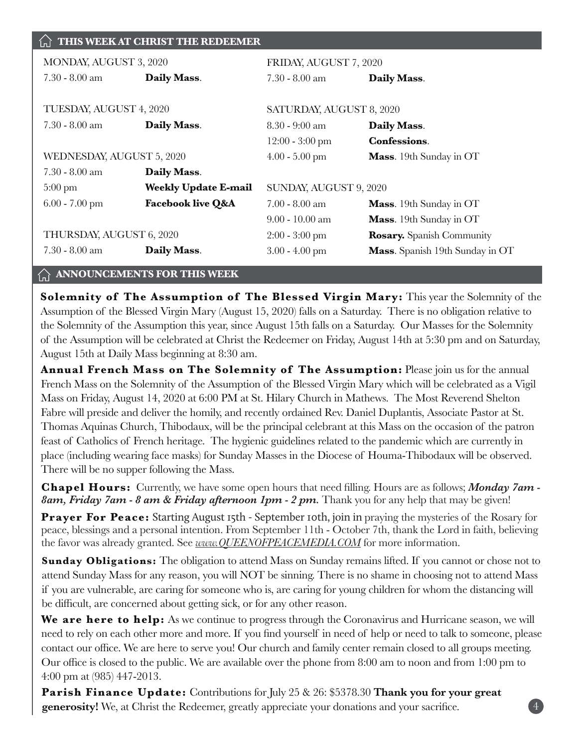## THIS WEEK AT CHRIST THE REDEEMER

MONDAY, AUGUST 3, 2020

| | |
|---|---|
| 7.30 - 8.00 am | **Daily Mass**. |

TUESDAY, AUGUST 4, 2020

| | |
|---|---|
| 7.30 - 8.00 am | **Daily Mass**. |

WEDNESDAY, AUGUST 5, 2020

| | |
|---|---|
| 7.30 - 8.00 am | **Daily Mass**. |
| 5:00 pm | **Weekly Update E-mail** |
| 6.00 - 7.00 pm | **Facebook live Q&A** |

THURSDAY, AUGUST 6, 2020

| | |
|---|---|
| 7.30 - 8.00 am | **Daily Mass**. |

FRIDAY, AUGUST 7, 2020

| | |
|---|---|
| 7.30 - 8.00 am | **Daily Mass**. |

SATURDAY, AUGUST 8, 2020

| | |
|---|---|
| 8.30 - 9:00 am | **Daily Mass**. |
| 12:00 - 3:00 pm | **Confessions**. |
| 4.00 - 5.00 pm | **Mass**. 19th Sunday in OT |

SUNDAY, AUGUST 9, 2020

| | |
|---|---|
| 7.00 - 8.00 am | **Mass**. 19th Sunday in OT |
| 9.00 - 10.00 am | **Mass**. 19th Sunday in OT |
| 2:00 - 3:00 pm | **Rosary.** Spanish Community |
| 3.00 - 4.00 pm | **Mass**. Spanish 19th Sunday in OT |

## ANNOUNCEMENTS FOR THIS WEEK

**Solemnity of The Assumption of The Blessed Virgin Mary:** This year the Solemnity of the Assumption of the Blessed Virgin Mary (August 15, 2020) falls on a Saturday. There is no obligation relative to the Solemnity of the Assumption this year, since August 15th falls on a Saturday. Our Masses for the Solemnity of the Assumption will be celebrated at Christ the Redeemer on Friday, August 14th at 5:30 pm and on Saturday, August 15th at Daily Mass beginning at 8:30 am.

**Annual French Mass on The Solemnity of The Assumption:** Please join us for the annual French Mass on the Solemnity of the Assumption of the Blessed Virgin Mary which will be celebrated as a Vigil Mass on Friday, August 14, 2020 at 6:00 PM at St. Hilary Church in Mathews. The Most Reverend Shelton Fabre will preside and deliver the homily, and recently ordained Rev. Daniel Duplantis, Associate Pastor at St. Thomas Aquinas Church, Thibodaux, will be the principal celebrant at this Mass on the occasion of the patron feast of Catholics of French heritage. The hygienic guidelines related to the pandemic which are currently in place (including wearing face masks) for Sunday Masses in the Diocese of Houma-Thibodaux will be observed. There will be no supper following the Mass.

**Chapel Hours:** Currently, we have some open hours that need filling. Hours are as follows; ***Monday 7am - 8am, Friday 7am - 8 am & Friday afternoon 1pm - 2 pm***. Thank you for any help that may be given!

**Prayer For Peace:** Starting August 15th - September 10th, join in praying the mysteries of the Rosary for peace, blessings and a personal intention. From September 11th - October 7th, thank the Lord in faith, believing the favor was already granted. See *www.QUEENOFPEACEMEDIA.COM* for more information.

**Sunday Obligations:** The obligation to attend Mass on Sunday remains lifted. If you cannot or chose not to attend Sunday Mass for any reason, you will NOT be sinning. There is no shame in choosing not to attend Mass if you are vulnerable, are caring for someone who is, are caring for young children for whom the distancing will be difficult, are concerned about getting sick, or for any other reason.

**We are here to help:** As we continue to progress through the Coronavirus and Hurricane season, we will need to rely on each other more and more. If you find yourself in need of help or need to talk to someone, please contact our office. We are here to serve you! Our church and family center remain closed to all groups meeting. Our office is closed to the public. We are available over the phone from 8:00 am to noon and from 1:00 pm to 4:00 pm at (985) 447-2013.

**Parish Finance Update:** Contributions for July 25 & 26: $5378.30 **Thank you for your great generosity!** We, at Christ the Redeemer, greatly appreciate your donations and your sacrifice.